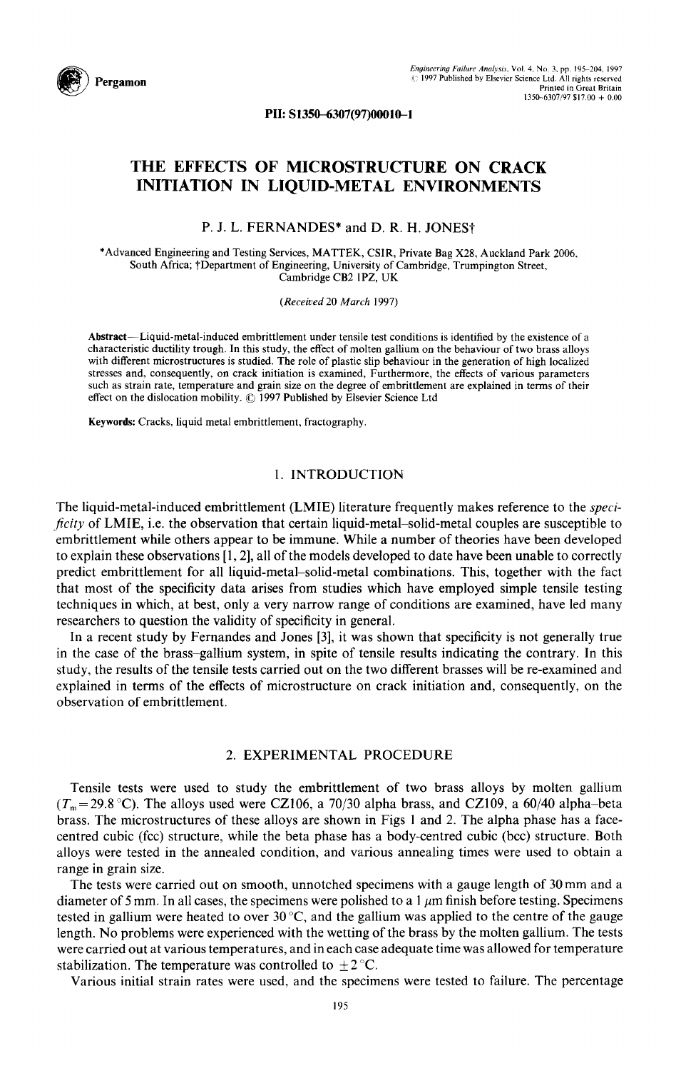PII: S1350-6307(97)00010-1

# THE EFFECTS OF MICROSTRUCTURE ON CRACK INITIATION IN LIQUID-METAL ENVIRONMENTS

P. J. L. FERNANDES* and D. R. H. JONES†

*Advanced Engineering and Testing Services, MATTEK, CSIR, Private Bag X28, Auckland Park 2006, South Africa; †Department of Engineering, University of Cambridge, Trumpington Street, Cambridge CB2 1PZ, UK

(*Received* 20 *March* 1997)

**Abstract**—Liquid-metal-induced embrittlement under tensile test conditions is identified by the existence of a characteristic ductility trough. In this study, the effect of molten gallium on the behaviour of two brass alloys with different microstructures is studied. The role of plastic slip behaviour in the generation of high localized stresses and, consequently, on crack initiation is examined, Furthermore, the effects of various parameters such as strain rate, temperature and grain size on the degree of embrittlement are explained in terms of their effect on the dislocation mobility. © 1997 Published by Elsevier Science Ltd

**Keywords:** Cracks, liquid metal embrittlement, fractography.

## 1. INTRODUCTION

The liquid-metal-induced embrittlement (LMIE) literature frequently makes reference to the *specificity* of LMIE, i.e. the observation that certain liquid-metal–solid-metal couples are susceptible to embrittlement while others appear to be immune. While a number of theories have been developed to explain these observations [1, 2], all of the models developed to date have been unable to correctly predict embrittlement for all liquid-metal–solid-metal combinations. This, together with the fact that most of the specificity data arises from studies which have employed simple tensile testing techniques in which, at best, only a very narrow range of conditions are examined, have led many researchers to question the validity of specificity in general.

In a recent study by Fernandes and Jones [3], it was shown that specificity is not generally true in the case of the brass–gallium system, in spite of tensile results indicating the contrary. In this study, the results of the tensile tests carried out on the two different brasses will be re-examined and explained in terms of the effects of microstructure on crack initiation and, consequently, on the observation of embrittlement.

## 2. EXPERIMENTAL PROCEDURE

Tensile tests were used to study the embrittlement of two brass alloys by molten gallium ($T_m = 29.8$ °C). The alloys used were CZ106, a 70/30 alpha brass, and CZ109, a 60/40 alpha–beta brass. The microstructures of these alloys are shown in Figs 1 and 2. The alpha phase has a face-centred cubic (fcc) structure, while the beta phase has a body-centred cubic (bcc) structure. Both alloys were tested in the annealed condition, and various annealing times were used to obtain a range in grain size.

The tests were carried out on smooth, unnotched specimens with a gauge length of 30 mm and a diameter of 5 mm. In all cases, the specimens were polished to a 1 $\mu$m finish before testing. Specimens tested in gallium were heated to over 30 °C, and the gallium was applied to the centre of the gauge length. No problems were experienced with the wetting of the brass by the molten gallium. The tests were carried out at various temperatures, and in each case adequate time was allowed for temperature stabilization. The temperature was controlled to $\pm 2$ °C.

Various initial strain rates were used, and the specimens were tested to failure. The percentage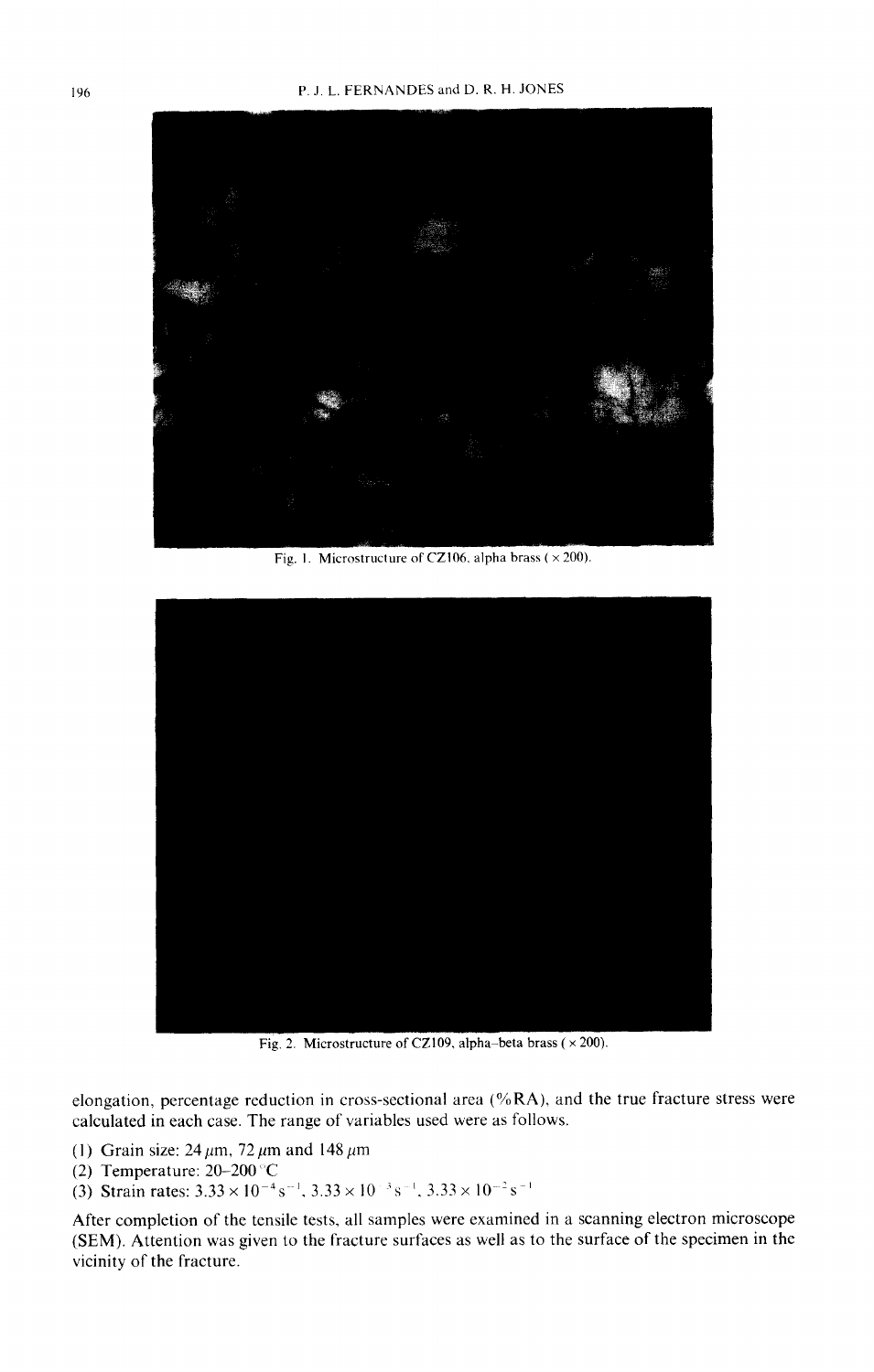Fig. 1. Microstructure of CZ106, alpha brass ( × 200).

Fig. 2. Microstructure of CZ109, alpha–beta brass ( × 200).

elongation, percentage reduction in cross-sectional area (%RA), and the true fracture stress were calculated in each case. The range of variables used were as follows.

(1) Grain size: $24\,\mu m$, $72\,\mu m$ and $148\,\mu m$
(2) Temperature: 20–200°C
(3) Strain rates: $3.33 \times 10^{-4}\,s^{-1}$, $3.33 \times 10^{-3}\,s^{-1}$, $3.33 \times 10^{-2}\,s^{-1}$

After completion of the tensile tests, all samples were examined in a scanning electron microscope (SEM). Attention was given to the fracture surfaces as well as to the surface of the specimen in the vicinity of the fracture.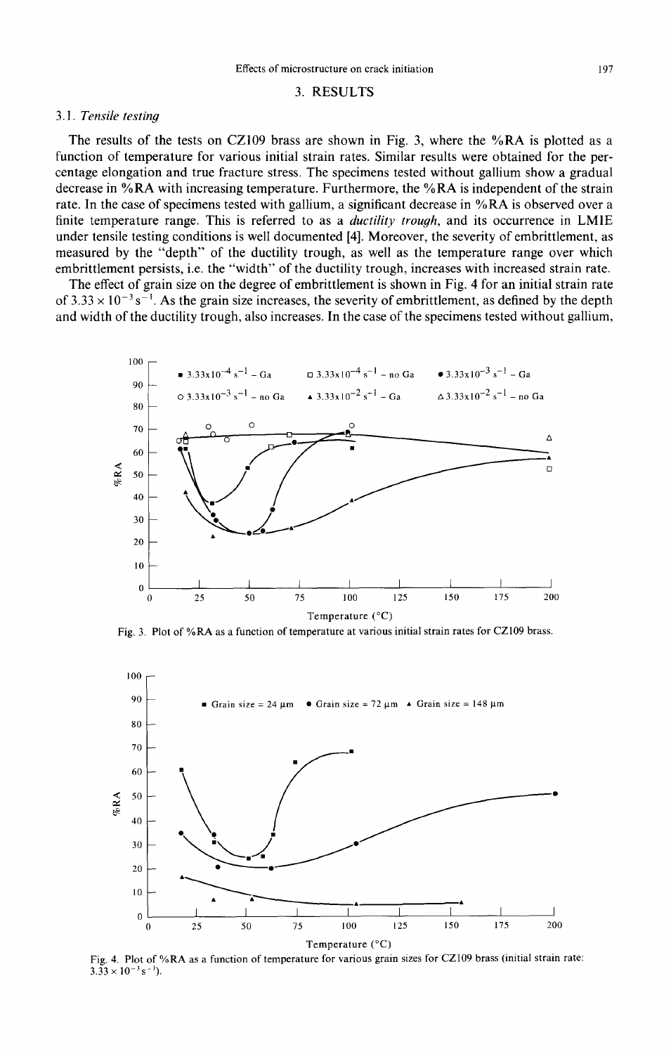## 3. RESULTS

### 3.1. *Tensile testing*

The results of the tests on CZ109 brass are shown in Fig. 3, where the %RA is plotted as a function of temperature for various initial strain rates. Similar results were obtained for the percentage elongation and true fracture stress. The specimens tested without gallium show a gradual decrease in %RA with increasing temperature. Furthermore, the %RA is independent of the strain rate. In the case of specimens tested with gallium, a significant decrease in %RA is observed over a finite temperature range. This is referred to as a *ductility trough*, and its occurrence in LMIE under tensile testing conditions is well documented [4]. Moreover, the severity of embrittlement, as measured by the "depth" of the ductility trough, as well as the temperature range over which embrittlement persists, i.e. the "width" of the ductility trough, increases with increased strain rate.

The effect of grain size on the degree of embrittlement is shown in Fig. 4 for an initial strain rate of $3.33 \times 10^{-3}\,s^{-1}$. As the grain size increases, the severity of embrittlement, as defined by the depth and width of the ductility trough, also increases. In the case of the specimens tested without gallium,

Fig. 3. Plot of %RA as a function of temperature at various initial strain rates for CZ109 brass.

Fig. 4. Plot of %RA as a function of temperature for various grain sizes for CZ109 brass (initial strain rate: $3.33 \times 10^{-3}\,s^{-1}$).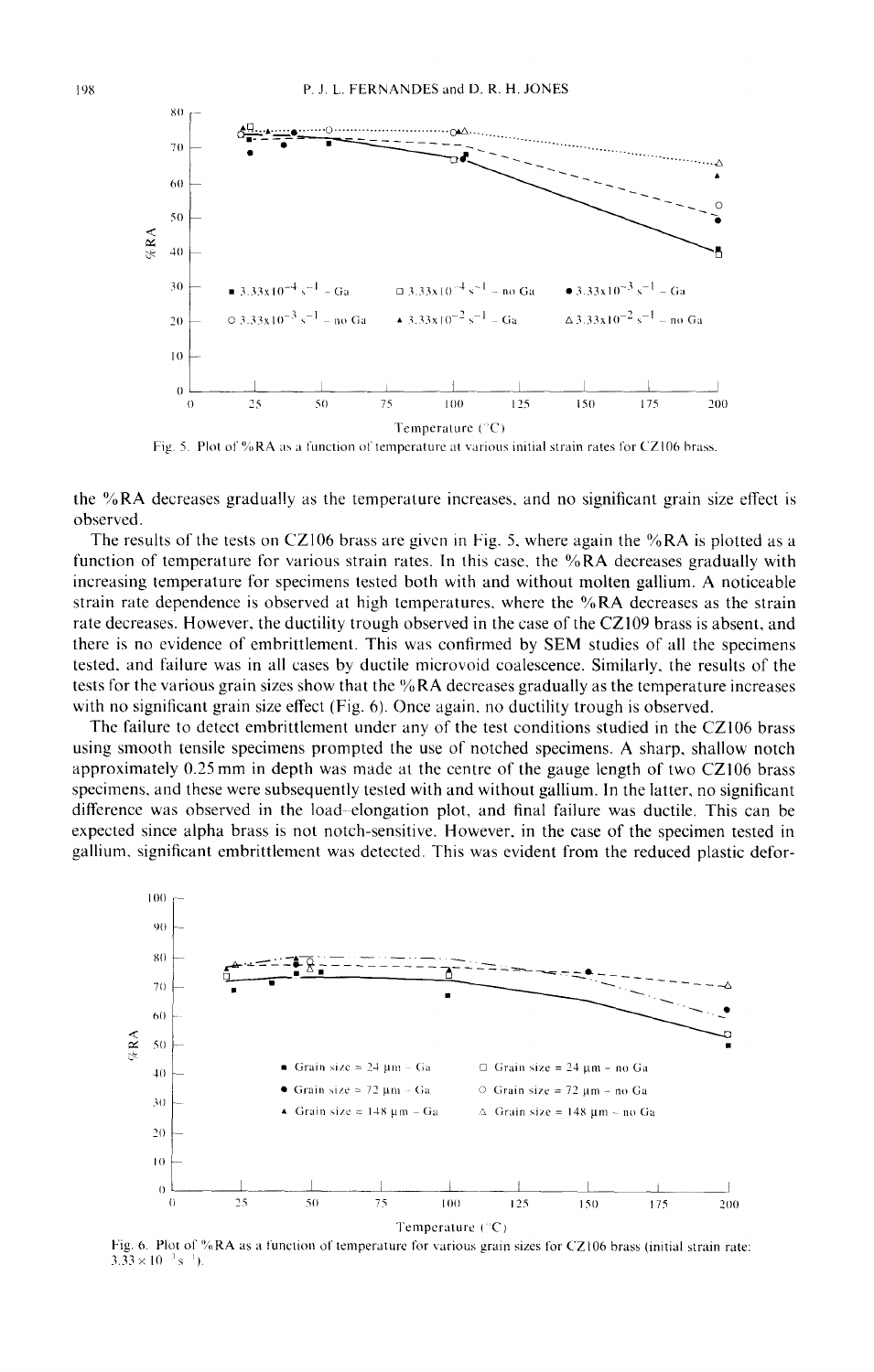Fig. 5. Plot of %RA as a function of temperature at various initial strain rates for CZ106 brass.

the %RA decreases gradually as the temperature increases, and no significant grain size effect is observed.

The results of the tests on CZ106 brass are given in Fig. 5, where again the %RA is plotted as a function of temperature for various strain rates. In this case, the %RA decreases gradually with increasing temperature for specimens tested both with and without molten gallium. A noticeable strain rate dependence is observed at high temperatures, where the %RA decreases as the strain rate decreases. However, the ductility trough observed in the case of the CZ109 brass is absent, and there is no evidence of embrittlement. This was confirmed by SEM studies of all the specimens tested, and failure was in all cases by ductile microvoid coalescence. Similarly, the results of the tests for the various grain sizes show that the %RA decreases gradually as the temperature increases with no significant grain size effect (Fig. 6). Once again, no ductility trough is observed.

The failure to detect embrittlement under any of the test conditions studied in the CZ106 brass using smooth tensile specimens prompted the use of notched specimens. A sharp, shallow notch approximately 0.25 mm in depth was made at the centre of the gauge length of two CZ106 brass specimens, and these were subsequently tested with and without gallium. In the latter, no significant difference was observed in the load–elongation plot, and final failure was ductile. This can be expected since alpha brass is not notch-sensitive. However, in the case of the specimen tested in gallium, significant embrittlement was detected. This was evident from the reduced plastic defor-

Fig. 6. Plot of %RA as a function of temperature for various grain sizes for CZ106 brass (initial strain rate: $3.33 \times 10^{-3}\,s^{-1}$).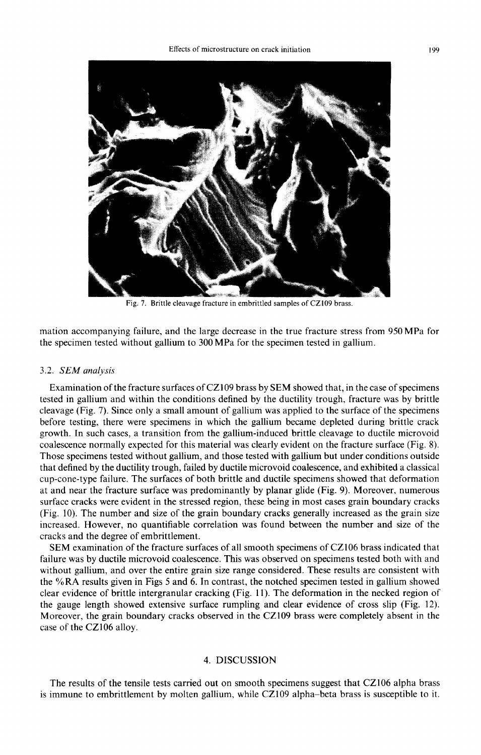Fig. 7. Brittle cleavage fracture in embrittled samples of CZ109 brass.

mation accompanying failure, and the large decrease in the true fracture stress from 950 MPa for the specimen tested without gallium to 300 MPa for the specimen tested in gallium.

### 3.2. *SEM analysis*

Examination of the fracture surfaces of CZ109 brass by SEM showed that, in the case of specimens tested in gallium and within the conditions defined by the ductility trough, fracture was by brittle cleavage (Fig. 7). Since only a small amount of gallium was applied to the surface of the specimens before testing, there were specimens in which the gallium became depleted during brittle crack growth. In such cases, a transition from the gallium-induced brittle cleavage to ductile microvoid coalescence normally expected for this material was clearly evident on the fracture surface (Fig. 8). Those specimens tested without gallium, and those tested with gallium but under conditions outside that defined by the ductility trough, failed by ductile microvoid coalescence, and exhibited a classical cup-cone-type failure. The surfaces of both brittle and ductile specimens showed that deformation at and near the fracture surface was predominantly by planar glide (Fig. 9). Moreover, numerous surface cracks were evident in the stressed region, these being in most cases grain boundary cracks (Fig. 10). The number and size of the grain boundary cracks generally increased as the grain size increased. However, no quantifiable correlation was found between the number and size of the cracks and the degree of embrittlement.

SEM examination of the fracture surfaces of all smooth specimens of CZ106 brass indicated that failure was by ductile microvoid coalescence. This was observed on specimens tested both with and without gallium, and over the entire grain size range considered. These results are consistent with the %RA results given in Figs 5 and 6. In contrast, the notched specimen tested in gallium showed clear evidence of brittle intergranular cracking (Fig. 11). The deformation in the necked region of the gauge length showed extensive surface rumpling and clear evidence of cross slip (Fig. 12). Moreover, the grain boundary cracks observed in the CZ109 brass were completely absent in the case of the CZ106 alloy.

## 4. DISCUSSION

The results of the tensile tests carried out on smooth specimens suggest that CZ106 alpha brass is immune to embrittlement by molten gallium, while CZ109 alpha–beta brass is susceptible to it.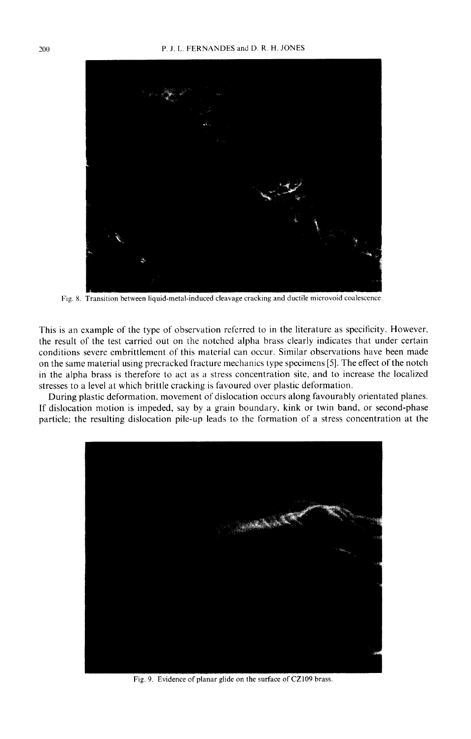Fig. 8. Transition between liquid-metal-induced cleavage cracking and ductile microvoid coalescence.

This is an example of the type of observation referred to in the literature as specificity. However, the result of the test carried out on the notched alpha brass clearly indicates that under certain conditions severe embrittlement of this material can occur. Similar observations have been made on the same material using precracked fracture mechanics type specimens [5]. The effect of the notch in the alpha brass is therefore to act as a stress concentration site, and to increase the localized stresses to a level at which brittle cracking is favoured over plastic deformation.

During plastic deformation, movement of dislocation occurs along favourably orientated planes. If dislocation motion is impeded, say by a grain boundary, kink or twin band, or second-phase particle; the resulting dislocation pile-up leads to the formation of a stress concentration at the

Fig. 9. Evidence of planar glide on the surface of CZ109 brass.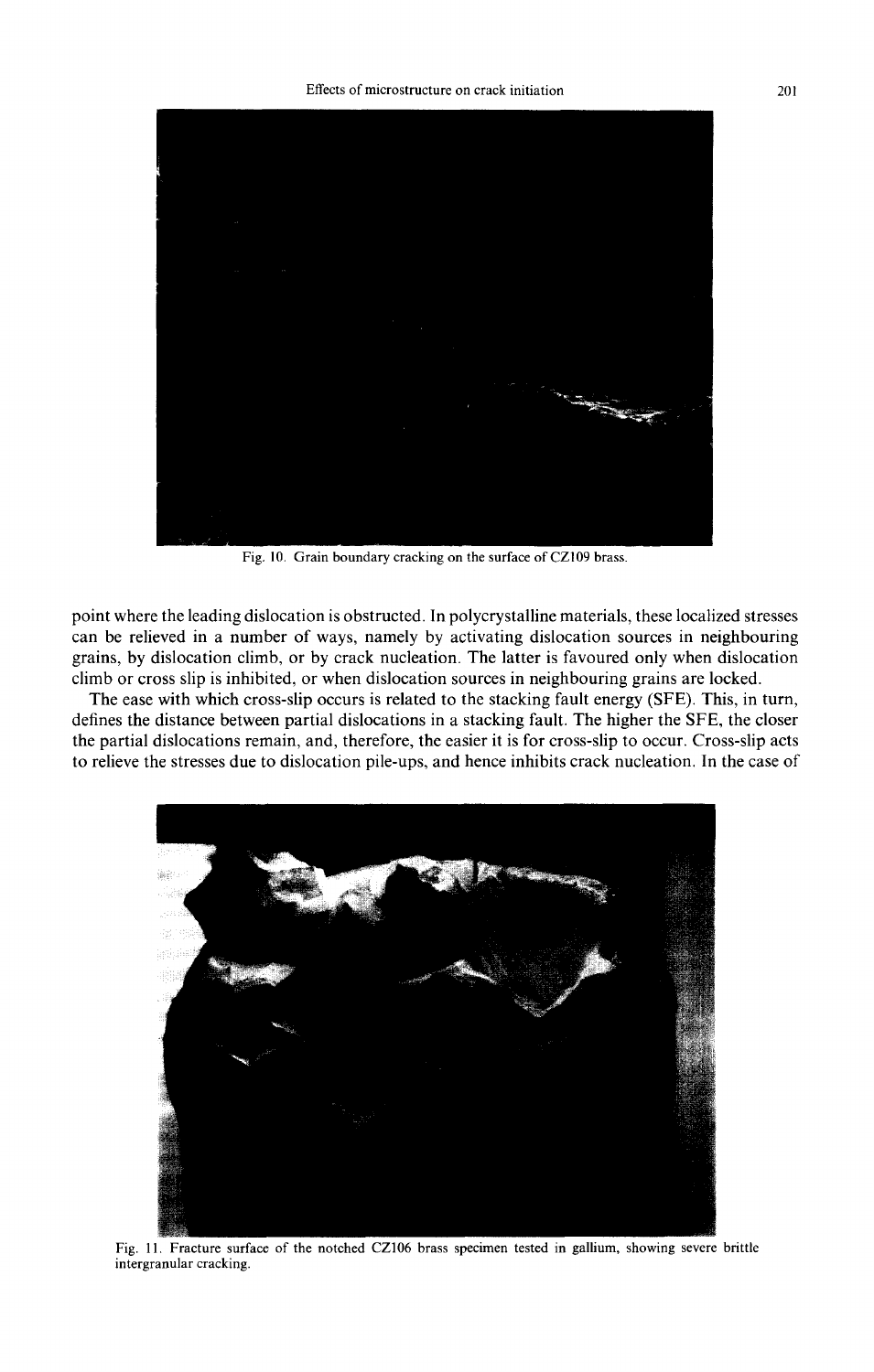Fig. 10. Grain boundary cracking on the surface of CZ109 brass.

point where the leading dislocation is obstructed. In polycrystalline materials, these localized stresses can be relieved in a number of ways, namely by activating dislocation sources in neighbouring grains, by dislocation climb, or by crack nucleation. The latter is favoured only when dislocation climb or cross slip is inhibited, or when dislocation sources in neighbouring grains are locked.

The ease with which cross-slip occurs is related to the stacking fault energy (SFE). This, in turn, defines the distance between partial dislocations in a stacking fault. The higher the SFE, the closer the partial dislocations remain, and, therefore, the easier it is for cross-slip to occur. Cross-slip acts to relieve the stresses due to dislocation pile-ups, and hence inhibits crack nucleation. In the case of

Fig. 11. Fracture surface of the notched CZ106 brass specimen tested in gallium, showing severe brittle intergranular cracking.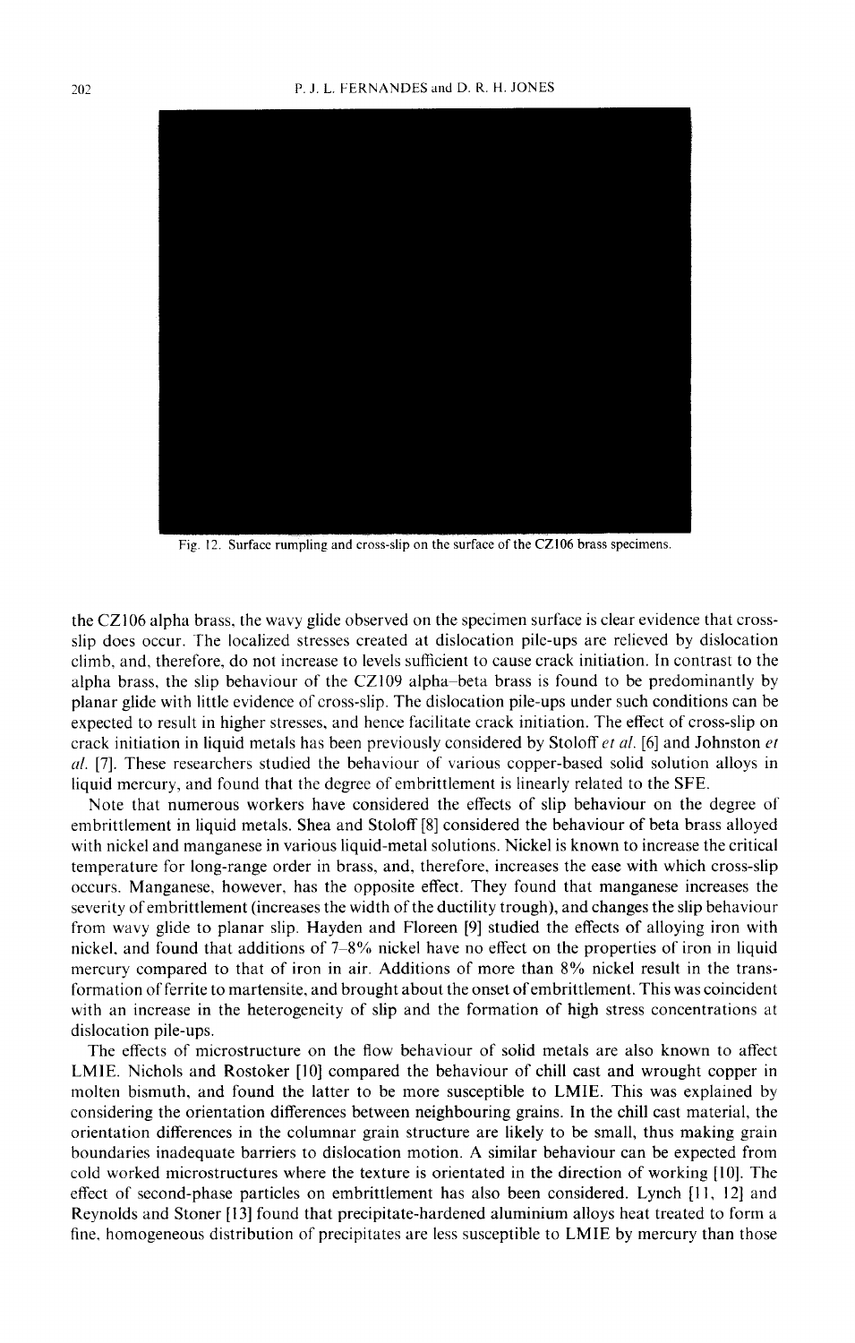Fig. 12. Surface rumpling and cross-slip on the surface of the CZ106 brass specimens.

the CZ106 alpha brass, the wavy glide observed on the specimen surface is clear evidence that cross-slip does occur. The localized stresses created at dislocation pile-ups are relieved by dislocation climb, and, therefore, do not increase to levels sufficient to cause crack initiation. In contrast to the alpha brass, the slip behaviour of the CZ109 alpha–beta brass is found to be predominantly by planar glide with little evidence of cross-slip. The dislocation pile-ups under such conditions can be expected to result in higher stresses, and hence facilitate crack initiation. The effect of cross-slip on crack initiation in liquid metals has been previously considered by Stoloff *et al.* [6] and Johnston *et al.* [7]. These researchers studied the behaviour of various copper-based solid solution alloys in liquid mercury, and found that the degree of embrittlement is linearly related to the SFE.

Note that numerous workers have considered the effects of slip behaviour on the degree of embrittlement in liquid metals. Shea and Stoloff [8] considered the behaviour of beta brass alloyed with nickel and manganese in various liquid-metal solutions. Nickel is known to increase the critical temperature for long-range order in brass, and, therefore, increases the ease with which cross-slip occurs. Manganese, however, has the opposite effect. They found that manganese increases the severity of embrittlement (increases the width of the ductility trough), and changes the slip behaviour from wavy glide to planar slip. Hayden and Floreen [9] studied the effects of alloying iron with nickel, and found that additions of 7–8% nickel have no effect on the properties of iron in liquid mercury compared to that of iron in air. Additions of more than 8% nickel result in the transformation of ferrite to martensite, and brought about the onset of embrittlement. This was coincident with an increase in the heterogeneity of slip and the formation of high stress concentrations at dislocation pile-ups.

The effects of microstructure on the flow behaviour of solid metals are also known to affect LMIE. Nichols and Rostoker [10] compared the behaviour of chill cast and wrought copper in molten bismuth, and found the latter to be more susceptible to LMIE. This was explained by considering the orientation differences between neighbouring grains. In the chill cast material, the orientation differences in the columnar grain structure are likely to be small, thus making grain boundaries inadequate barriers to dislocation motion. A similar behaviour can be expected from cold worked microstructures where the texture is orientated in the direction of working [10]. The effect of second-phase particles on embrittlement has also been considered. Lynch [11, 12] and Reynolds and Stoner [13] found that precipitate-hardened aluminium alloys heat treated to form a fine, homogeneous distribution of precipitates are less susceptible to LMIE by mercury than those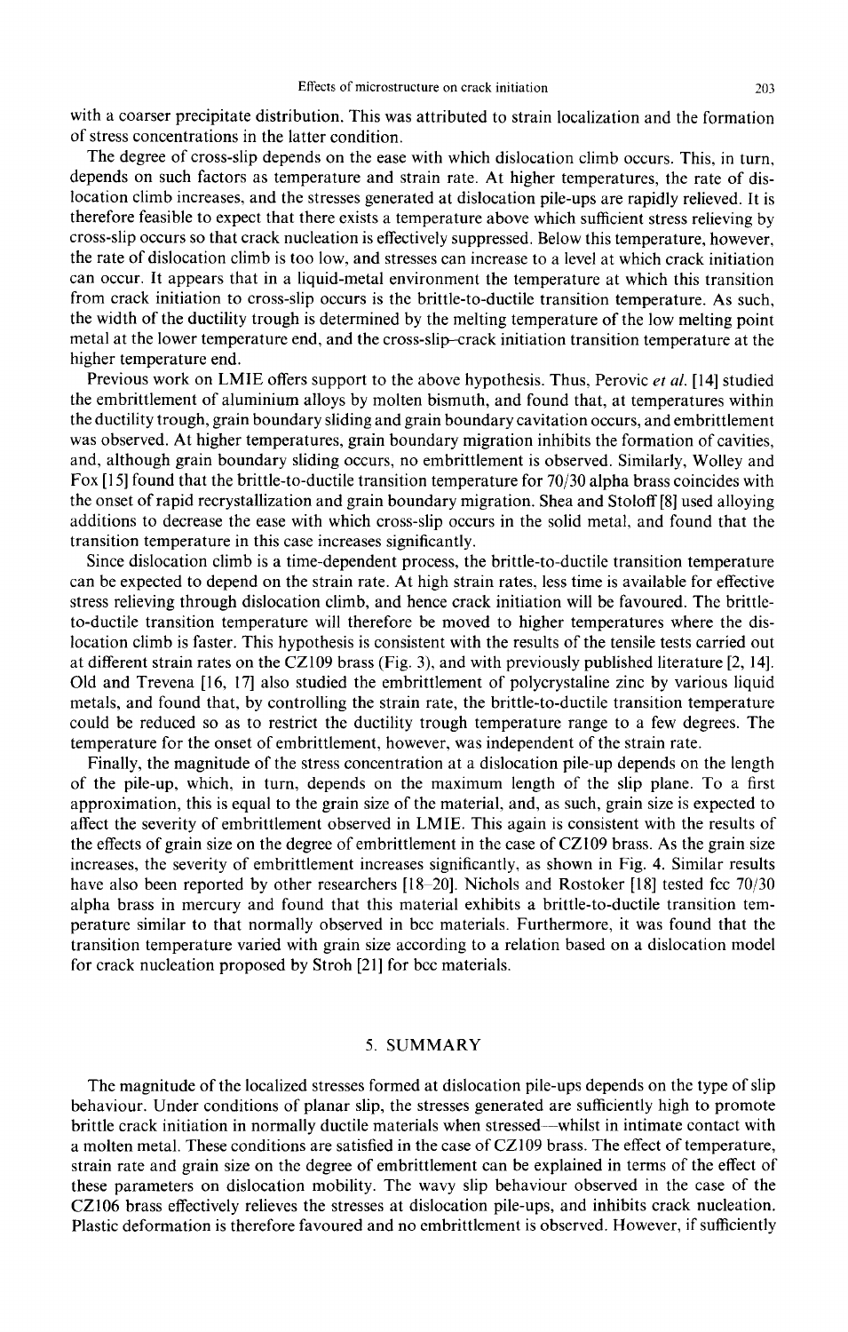with a coarser precipitate distribution. This was attributed to strain localization and the formation of stress concentrations in the latter condition.

The degree of cross-slip depends on the ease with which dislocation climb occurs. This, in turn, depends on such factors as temperature and strain rate. At higher temperatures, the rate of dislocation climb increases, and the stresses generated at dislocation pile-ups are rapidly relieved. It is therefore feasible to expect that there exists a temperature above which sufficient stress relieving by cross-slip occurs so that crack nucleation is effectively suppressed. Below this temperature, however, the rate of dislocation climb is too low, and stresses can increase to a level at which crack initiation can occur. It appears that in a liquid-metal environment the temperature at which this transition from crack initiation to cross-slip occurs is the brittle-to-ductile transition temperature. As such, the width of the ductility trough is determined by the melting temperature of the low melting point metal at the lower temperature end, and the cross-slip–crack initiation transition temperature at the higher temperature end.

Previous work on LMIE offers support to the above hypothesis. Thus, Perovic *et al.* [14] studied the embrittlement of aluminium alloys by molten bismuth, and found that, at temperatures within the ductility trough, grain boundary sliding and grain boundary cavitation occurs, and embrittlement was observed. At higher temperatures, grain boundary migration inhibits the formation of cavities, and, although grain boundary sliding occurs, no embrittlement is observed. Similarly, Wolley and Fox [15] found that the brittle-to-ductile transition temperature for 70/30 alpha brass coincides with the onset of rapid recrystallization and grain boundary migration. Shea and Stoloff [8] used alloying additions to decrease the ease with which cross-slip occurs in the solid metal, and found that the transition temperature in this case increases significantly.

Since dislocation climb is a time-dependent process, the brittle-to-ductile transition temperature can be expected to depend on the strain rate. At high strain rates, less time is available for effective stress relieving through dislocation climb, and hence crack initiation will be favoured. The brittle-to-ductile transition temperature will therefore be moved to higher temperatures where the dislocation climb is faster. This hypothesis is consistent with the results of the tensile tests carried out at different strain rates on the CZ109 brass (Fig. 3), and with previously published literature [2, 14]. Old and Trevena [16, 17] also studied the embrittlement of polycrystaline zinc by various liquid metals, and found that, by controlling the strain rate, the brittle-to-ductile transition temperature could be reduced so as to restrict the ductility trough temperature range to a few degrees. The temperature for the onset of embrittlement, however, was independent of the strain rate.

Finally, the magnitude of the stress concentration at a dislocation pile-up depends on the length of the pile-up, which, in turn, depends on the maximum length of the slip plane. To a first approximation, this is equal to the grain size of the material, and, as such, grain size is expected to affect the severity of embrittlement observed in LMIE. This again is consistent with the results of the effects of grain size on the degree of embrittlement in the case of CZ109 brass. As the grain size increases, the severity of embrittlement increases significantly, as shown in Fig. 4. Similar results have also been reported by other researchers [18–20]. Nichols and Rostoker [18] tested fcc 70/30 alpha brass in mercury and found that this material exhibits a brittle-to-ductile transition temperature similar to that normally observed in bcc materials. Furthermore, it was found that the transition temperature varied with grain size according to a relation based on a dislocation model for crack nucleation proposed by Stroh [21] for bcc materials.

## 5. SUMMARY

The magnitude of the localized stresses formed at dislocation pile-ups depends on the type of slip behaviour. Under conditions of planar slip, the stresses generated are sufficiently high to promote brittle crack initiation in normally ductile materials when stressed—whilst in intimate contact with a molten metal. These conditions are satisfied in the case of CZ109 brass. The effect of temperature, strain rate and grain size on the degree of embrittlement can be explained in terms of the effect of these parameters on dislocation mobility. The wavy slip behaviour observed in the case of the CZ106 brass effectively relieves the stresses at dislocation pile-ups, and inhibits crack nucleation. Plastic deformation is therefore favoured and no embrittlement is observed. However, if sufficiently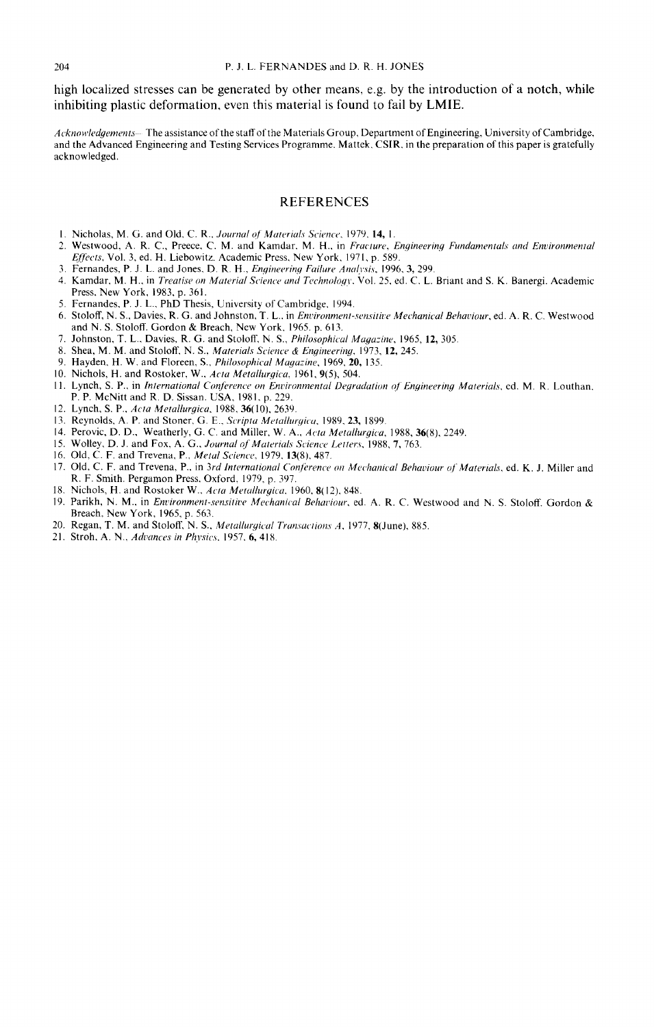high localized stresses can be generated by other means, e.g. by the introduction of a notch, while inhibiting plastic deformation, even this material is found to fail by LMIE.

*Acknowledgements*—The assistance of the staff of the Materials Group, Department of Engineering, University of Cambridge, and the Advanced Engineering and Testing Services Programme, Mattek, CSIR, in the preparation of this paper is gratefully acknowledged.

## REFERENCES

1. Nicholas, M. G. and Old, C. R., *Journal of Materials Science*, 1979, **14,** 1.
2. Westwood, A. R. C., Preece, C. M. and Kamdar, M. H., in *Fracture, Engineering Fundamentals and Environmental Effects*, Vol. 3, ed. H. Liebowitz. Academic Press, New York, 1971, p. 589.
3. Fernandes, P. J. L. and Jones, D. R. H., *Engineering Failure Analysis*, 1996, **3,** 299.
4. Kamdar, M. H., in *Treatise on Material Science and Technology*, Vol. 25, ed. C. L. Briant and S. K. Banergi. Academic Press, New York, 1983, p. 361.
5. Fernandes, P. J. L., PhD Thesis, University of Cambridge, 1994.
6. Stoloff, N. S., Davies, R. G. and Johnston, T. L., in *Environment-sensitive Mechanical Behaviour*, ed. A. R. C. Westwood and N. S. Stoloff. Gordon & Breach, New York, 1965, p. 613.
7. Johnston, T. L., Davies, R. G. and Stoloff, N. S., *Philosophical Magazine*, 1965, **12,** 305.
8. Shea, M. M. and Stoloff, N. S., *Materials Science & Engineering*, 1973, **12,** 245.
9. Hayden, H. W. and Floreen, S., *Philosophical Magazine*, 1969, **20,** 135.
10. Nichols, H. and Rostoker, W., *Acta Metallurgica*, 1961, **9**(5), 504.
11. Lynch, S. P., in *International Conference on Environmental Degradation of Engineering Materials*, ed. M. R. Louthan, P. P. McNitt and R. D. Sissan. USA, 1981, p. 229.
12. Lynch, S. P., *Acta Metallurgica*, 1988, **36**(10), 2639.
13. Reynolds, A. P. and Stoner, G. E., *Scripta Metallurgica*, 1989, **23,** 1899.
14. Perovic, D. D., Weatherly, G. C. and Miller, W. A., *Acta Metallurgica*, 1988, **36**(8), 2249.
15. Wolley, D. J. and Fox, A. G., *Journal of Materials Science Letters*, 1988, **7,** 763.
16. Old, C. F. and Trevena, P., *Metal Science*, 1979, **13**(8), 487.
17. Old, C. F. and Trevena, P., in *3rd International Conference on Mechanical Behaviour of Materials*, ed. K. J. Miller and R. F. Smith. Pergamon Press, Oxford, 1979, p. 397.
18. Nichols, H. and Rostoker W., *Acta Metallurgica*, 1960, **8**(12), 848.
19. Parikh, N. M., in *Environment-sensitive Mechanical Behaviour*, ed. A. R. C. Westwood and N. S. Stoloff. Gordon & Breach, New York, 1965, p. 563.
20. Regan, T. M. and Stoloff, N. S., *Metallurgical Transactions A*, 1977, **8**(June), 885.
21. Stroh, A. N., *Advances in Physics*, 1957, **6,** 418.